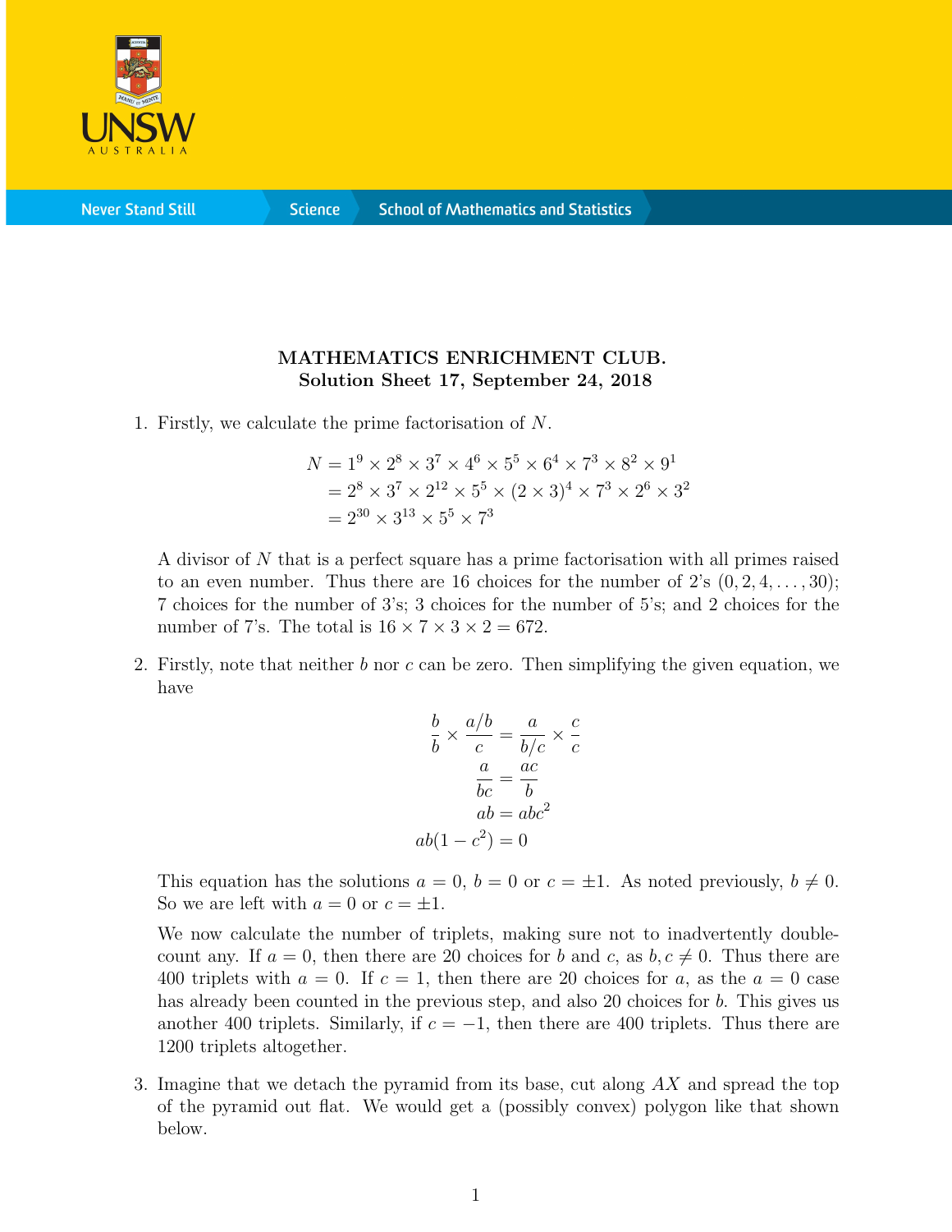**MATHEMATICS ENRICHMENT CLUB.**
**Solution Sheet 17, September 24, 2018**

1. Firstly, we calculate the prime factorisation of $N$.

$$
\begin{aligned}
N &= 1^9 \times 2^8 \times 3^7 \times 4^6 \times 5^5 \times 6^4 \times 7^3 \times 8^2 \times 9^1 \\
&= 2^8 \times 3^7 \times 2^{12} \times 5^5 \times (2 \times 3)^4 \times 7^3 \times 2^6 \times 3^2 \\
&= 2^{30} \times 3^{13} \times 5^5 \times 7^3
\end{aligned}
$$

A divisor of $N$ that is a perfect square has a prime factorisation with all primes raised to an even number. Thus there are 16 choices for the number of 2's $(0, 2, 4, \ldots, 30)$; 7 choices for the number of 3's; 3 choices for the number of 5's; and 2 choices for the number of 7's. The total is $16 \times 7 \times 3 \times 2 = 672$.

2. Firstly, note that neither $b$ nor $c$ can be zero. Then simplifying the given equation, we have

$$
\begin{aligned}
\frac{b}{b} \times \frac{a/b}{c} &= \frac{a}{b/c} \times \frac{c}{c} \\
\frac{a}{bc} &= \frac{ac}{b} \\
ab &= abc^2 \\
ab(1 - c^2) &= 0
\end{aligned}
$$

This equation has the solutions $a = 0$, $b = 0$ or $c = \pm 1$. As noted previously, $b \neq 0$. So we are left with $a = 0$ or $c = \pm 1$.

We now calculate the number of triplets, making sure not to inadvertently double-count any. If $a = 0$, then there are 20 choices for $b$ and $c$, as $b, c \neq 0$. Thus there are 400 triplets with $a = 0$. If $c = 1$, then there are 20 choices for $a$, as the $a = 0$ case has already been counted in the previous step, and also 20 choices for $b$. This gives us another 400 triplets. Similarly, if $c = -1$, then there are 400 triplets. Thus there are 1200 triplets altogether.

3. Imagine that we detach the pyramid from its base, cut along $AX$ and spread the top of the pyramid out flat. We would get a (possibly convex) polygon like that shown below.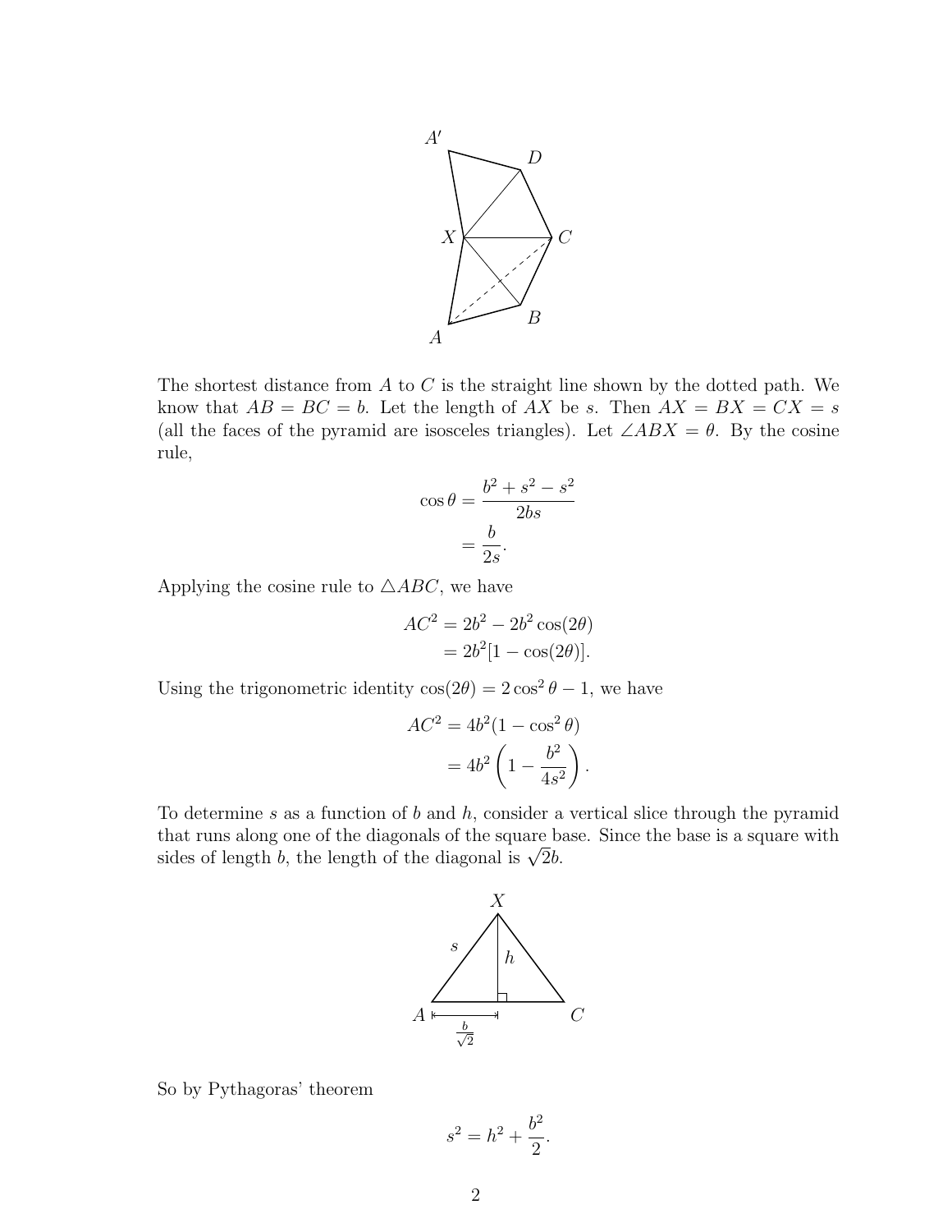The shortest distance from $A$ to $C$ is the straight line shown by the dotted path. We know that $AB = BC = b$. Let the length of $AX$ be $s$. Then $AX = BX = CX = s$ (all the faces of the pyramid are isosceles triangles). Let $\angle ABX = \theta$. By the cosine rule,

$$\cos\theta = \frac{b^2 + s^2 - s^2}{2bs} = \frac{b}{2s}.$$

Applying the cosine rule to $\triangle ABC$, we have

$$AC^2 = 2b^2 - 2b^2\cos(2\theta) = 2b^2[1 - \cos(2\theta)].$$

Using the trigonometric identity $\cos(2\theta) = 2\cos^2\theta - 1$, we have

$$AC^2 = 4b^2(1 - \cos^2\theta) = 4b^2\left(1 - \frac{b^2}{4s^2}\right).$$

To determine $s$ as a function of $b$ and $h$, consider a vertical slice through the pyramid that runs along one of the diagonals of the square base. Since the base is a square with sides of length $b$, the length of the diagonal is $\sqrt{2}b$.

So by Pythagoras' theorem

$$s^2 = h^2 + \frac{b^2}{2}.$$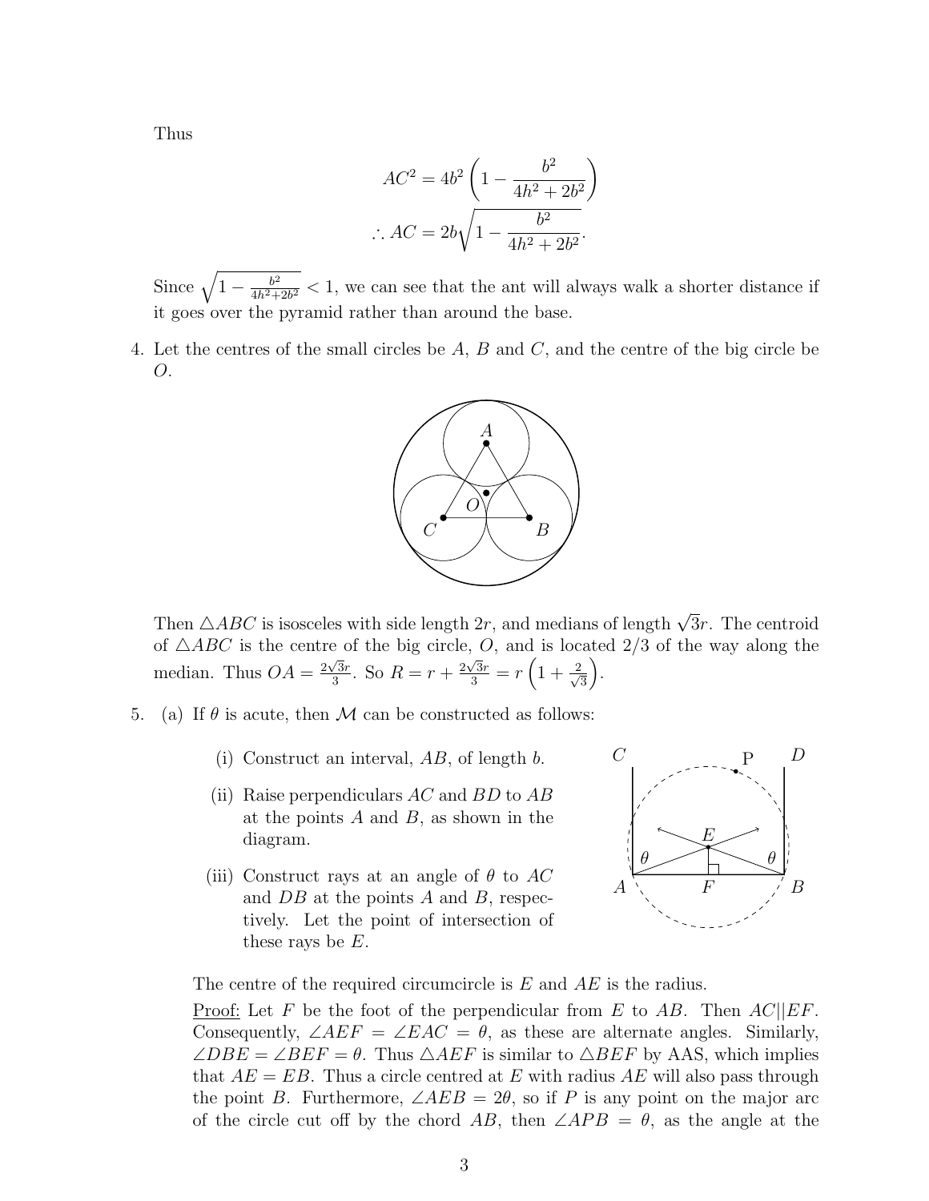Thus

$$AC^2 = 4b^2\left(1 - \frac{b^2}{4h^2 + 2b^2}\right)$$

$$\therefore AC = 2b\sqrt{1 - \frac{b^2}{4h^2 + 2b^2}}.$$

Since $\sqrt{1 - \frac{b^2}{4h^2+2b^2}} < 1$, we can see that the ant will always walk a shorter distance if it goes over the pyramid rather than around the base.

4. Let the centres of the small circles be $A$, $B$ and $C$, and the centre of the big circle be $O$.

   Then $\triangle ABC$ is isosceles with side length $2r$, and medians of length $\sqrt{3}r$. The centroid of $\triangle ABC$ is the centre of the big circle, $O$, and is located 2/3 of the way along the median. Thus $OA = \frac{2\sqrt{3}r}{3}$. So $R = r + \frac{2\sqrt{3}r}{3} = r\left(1 + \frac{2}{\sqrt{3}}\right)$.

5. (a) If $\theta$ is acute, then $\mathcal{M}$ can be constructed as follows:

   (i) Construct an interval, $AB$, of length $b$.

   (ii) Raise perpendiculars $AC$ and $BD$ to $AB$ at the points $A$ and $B$, as shown in the diagram.

   (iii) Construct rays at an angle of $\theta$ to $AC$ and $DB$ at the points $A$ and $B$, respectively. Let the point of intersection of these rays be $E$.

   The centre of the required circumcircle is $E$ and $AE$ is the radius.

   Proof: Let $F$ be the foot of the perpendicular from $E$ to $AB$. Then $AC||EF$. Consequently, $\angle AEF = \angle EAC = \theta$, as these are alternate angles. Similarly, $\angle DBE = \angle BEF = \theta$. Thus $\triangle AEF$ is similar to $\triangle BEF$ by AAS, which implies that $AE = EB$. Thus a circle centred at $E$ with radius $AE$ will also pass through the point $B$. Furthermore, $\angle AEB = 2\theta$, so if $P$ is any point on the major arc of the circle cut off by the chord $AB$, then $\angle APB = \theta$, as the angle at the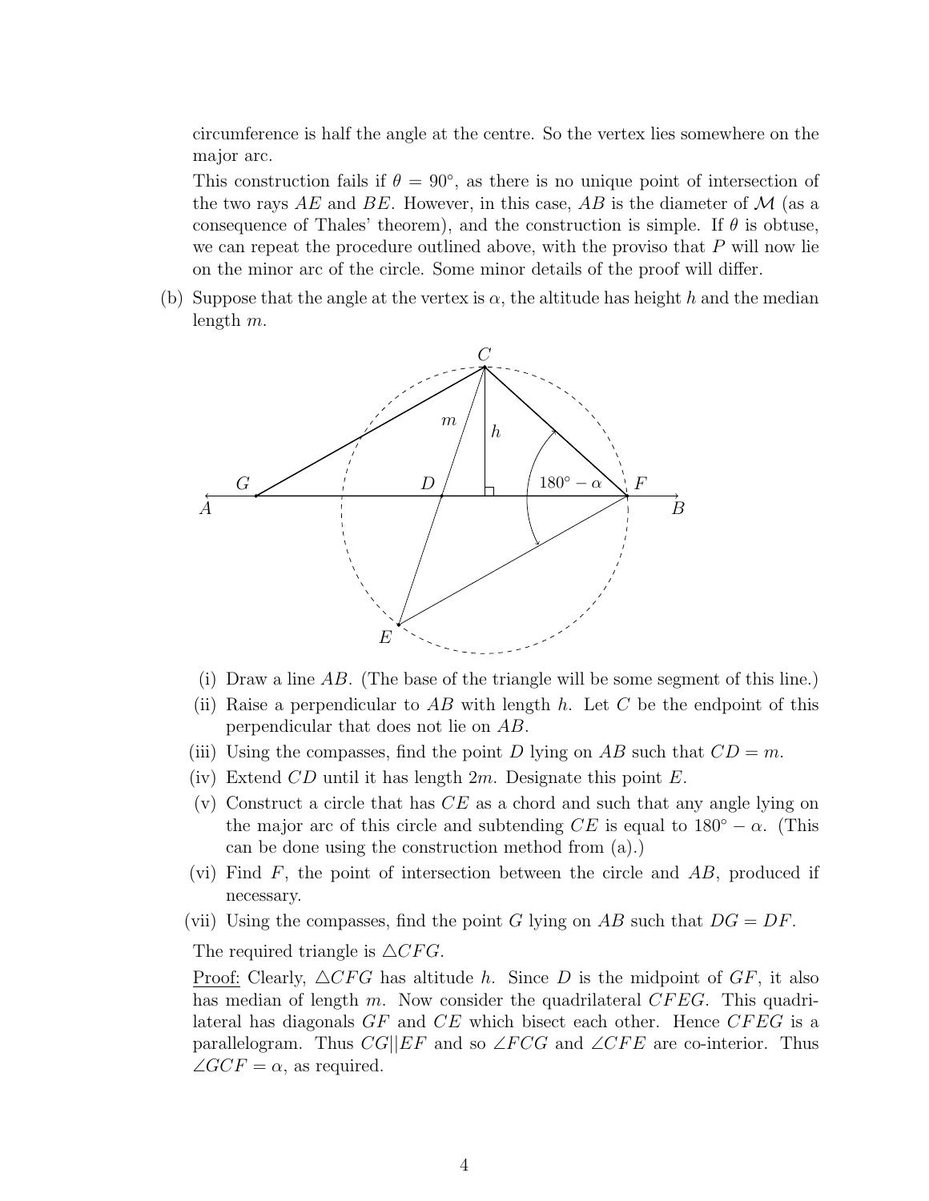circumference is half the angle at the centre. So the vertex lies somewhere on the major arc.

This construction fails if $\theta = 90^\circ$, as there is no unique point of intersection of the two rays $AE$ and $BE$. However, in this case, $AB$ is the diameter of $\mathcal{M}$ (as a consequence of Thales' theorem), and the construction is simple. If $\theta$ is obtuse, we can repeat the procedure outlined above, with the proviso that $P$ will now lie on the minor arc of the circle. Some minor details of the proof will differ.

(b) Suppose that the angle at the vertex is $\alpha$, the altitude has height $h$ and the median length $m$.

(i) Draw a line $AB$. (The base of the triangle will be some segment of this line.)

(ii) Raise a perpendicular to $AB$ with length $h$. Let $C$ be the endpoint of this perpendicular that does not lie on $AB$.

(iii) Using the compasses, find the point $D$ lying on $AB$ such that $CD = m$.

(iv) Extend $CD$ until it has length $2m$. Designate this point $E$.

(v) Construct a circle that has $CE$ as a chord and such that any angle lying on the major arc of this circle and subtending $CE$ is equal to $180^\circ - \alpha$. (This can be done using the construction method from (a).)

(vi) Find $F$, the point of intersection between the circle and $AB$, produced if necessary.

(vii) Using the compasses, find the point $G$ lying on $AB$ such that $DG = DF$.

The required triangle is $\triangle CFG$.

Proof: Clearly, $\triangle CFG$ has altitude $h$. Since $D$ is the midpoint of $GF$, it also has median of length $m$. Now consider the quadrilateral $CFEG$. This quadrilateral has diagonals $GF$ and $CE$ which bisect each other. Hence $CFEG$ is a parallelogram. Thus $CG || EF$ and so $\angle FCG$ and $\angle CFE$ are co-interior. Thus $\angle GCF = \alpha$, as required.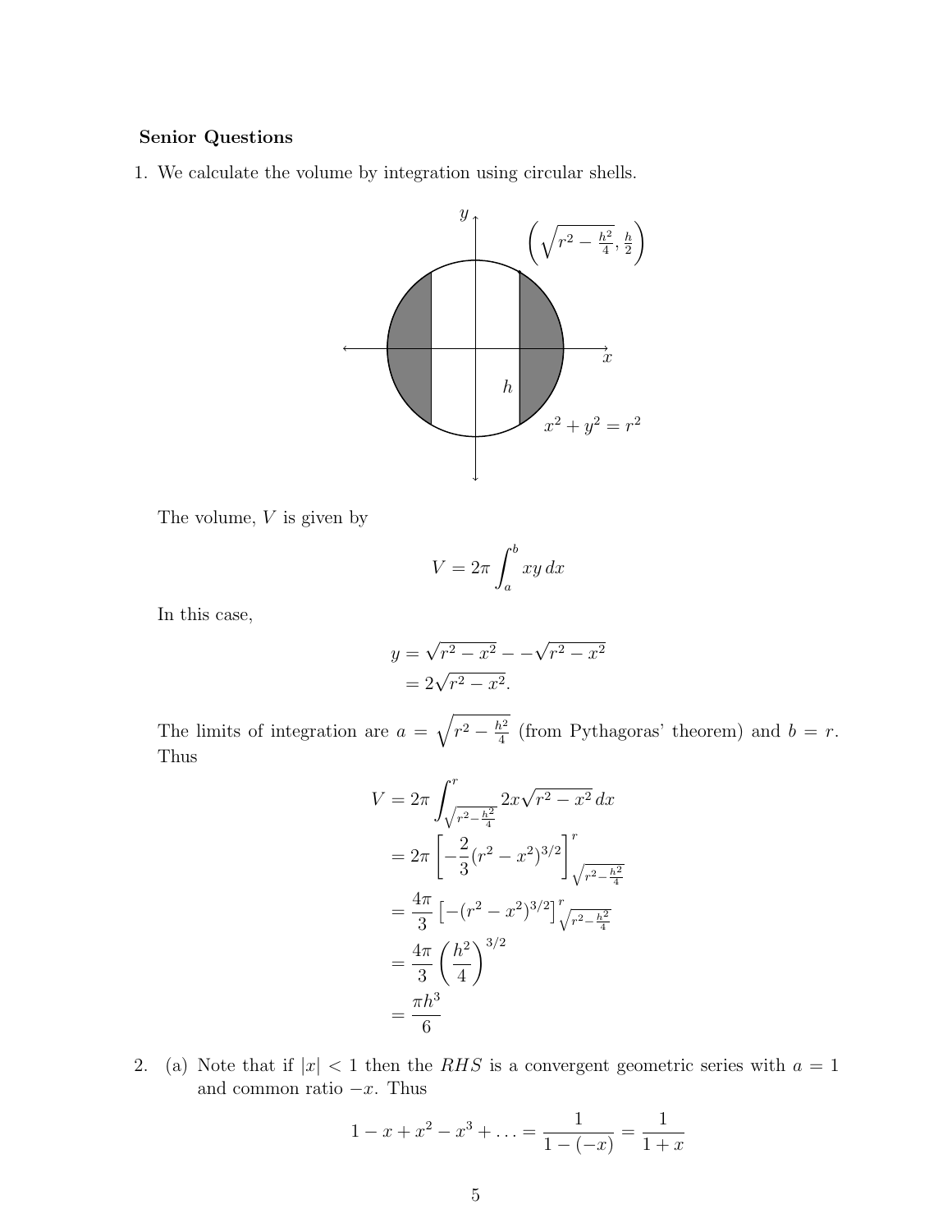**Senior Questions**

1. We calculate the volume by integration using circular shells.

   The volume, $V$ is given by

   $$V = 2\pi \int_a^b xy \, dx$$

   In this case,

   $$\begin{aligned} y &= \sqrt{r^2 - x^2} - -\sqrt{r^2 - x^2} \\ &= 2\sqrt{r^2 - x^2}. \end{aligned}$$

   The limits of integration are $a = \sqrt{r^2 - \frac{h^2}{4}}$ (from Pythagoras' theorem) and $b = r$. Thus

   $$\begin{aligned} V &= 2\pi \int_{\sqrt{r^2 - \frac{h^2}{4}}}^{r} 2x\sqrt{r^2 - x^2} \, dx \\ &= 2\pi \left[ -\frac{2}{3}(r^2 - x^2)^{3/2} \right]_{\sqrt{r^2 - \frac{h^2}{4}}}^{r} \\ &= \frac{4\pi}{3} \left[ -(r^2 - x^2)^{3/2} \right]_{\sqrt{r^2 - \frac{h^2}{4}}}^{r} \\ &= \frac{4\pi}{3} \left( \frac{h^2}{4} \right)^{3/2} \\ &= \frac{\pi h^3}{6} \end{aligned}$$

2. (a) Note that if $|x| < 1$ then the *RHS* is a convergent geometric series with $a = 1$ and common ratio $-x$. Thus

   $$1 - x + x^2 - x^3 + \ldots = \frac{1}{1 - (-x)} = \frac{1}{1 + x}$$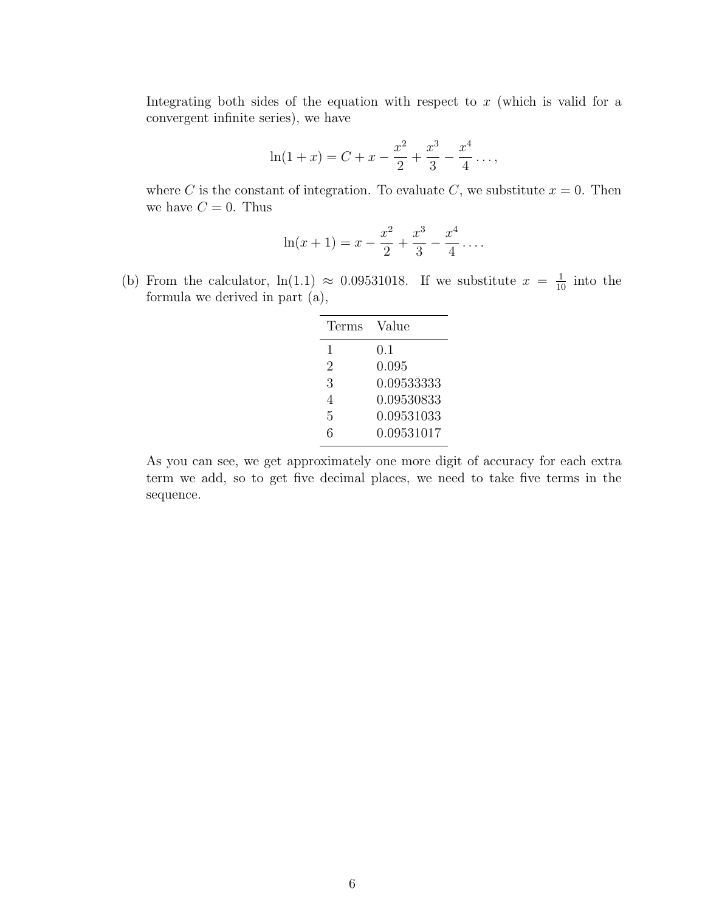Integrating both sides of the equation with respect to $x$ (which is valid for a convergent infinite series), we have

$$\ln(1+x) = C + x - \frac{x^2}{2} + \frac{x^3}{3} - \frac{x^4}{4} \dots,$$

where $C$ is the constant of integration. To evaluate $C$, we substitute $x = 0$. Then we have $C = 0$. Thus

$$\ln(x+1) = x - \frac{x^2}{2} + \frac{x^3}{3} - \frac{x^4}{4} \dots.$$

(b) From the calculator, $\ln(1.1) \approx 0.09531018$. If we substitute $x = \frac{1}{10}$ into the formula we derived in part (a),

| Terms | Value |
|---|---|
| 1 | 0.1 |
| 2 | 0.095 |
| 3 | 0.09533333 |
| 4 | 0.09530833 |
| 5 | 0.09531033 |
| 6 | 0.09531017 |

As you can see, we get approximately one more digit of accuracy for each extra term we add, so to get five decimal places, we need to take five terms in the sequence.